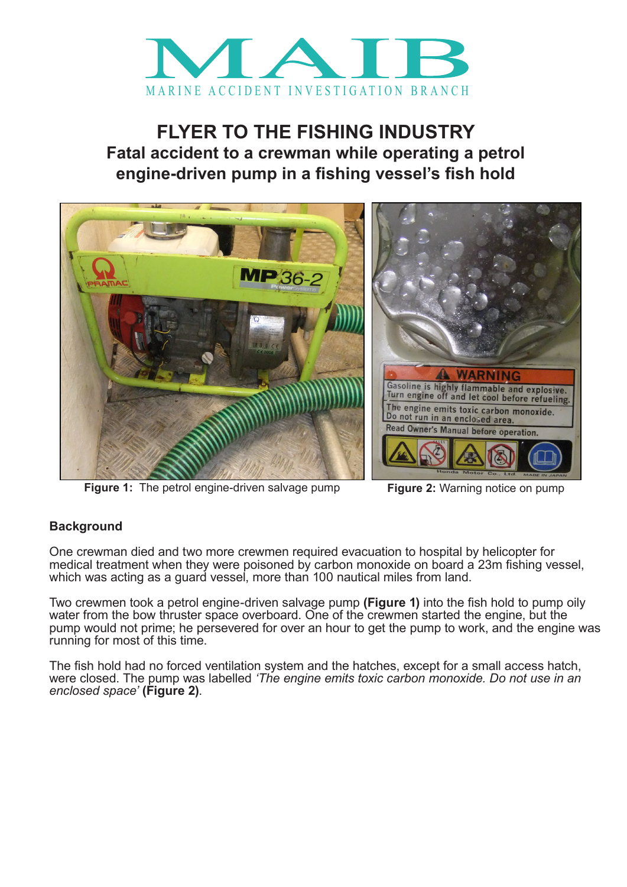MAIB

MARINE ACCIDENT INVESTIGATION BRANCH

# FLYER TO THE FISHING INDUSTRY

## Fatal accident to a crewman while operating a petrol engine-driven pump in a fishing vessel's fish hold

**Figure 1:** The petrol engine-driven salvage pump

**Figure 2:** Warning notice on pump

### Background

One crewman died and two more crewmen required evacuation to hospital by helicopter for medical treatment when they were poisoned by carbon monoxide on board a 23m fishing vessel, which was acting as a guard vessel, more than 100 nautical miles from land.

Two crewmen took a petrol engine-driven salvage pump **(Figure 1)** into the fish hold to pump oily water from the bow thruster space overboard. One of the crewmen started the engine, but the pump would not prime; he persevered for over an hour to get the pump to work, and the engine was running for most of this time.

The fish hold had no forced ventilation system and the hatches, except for a small access hatch, were closed. The pump was labelled *'The engine emits toxic carbon monoxide. Do not use in an enclosed space'* **(Figure 2)**.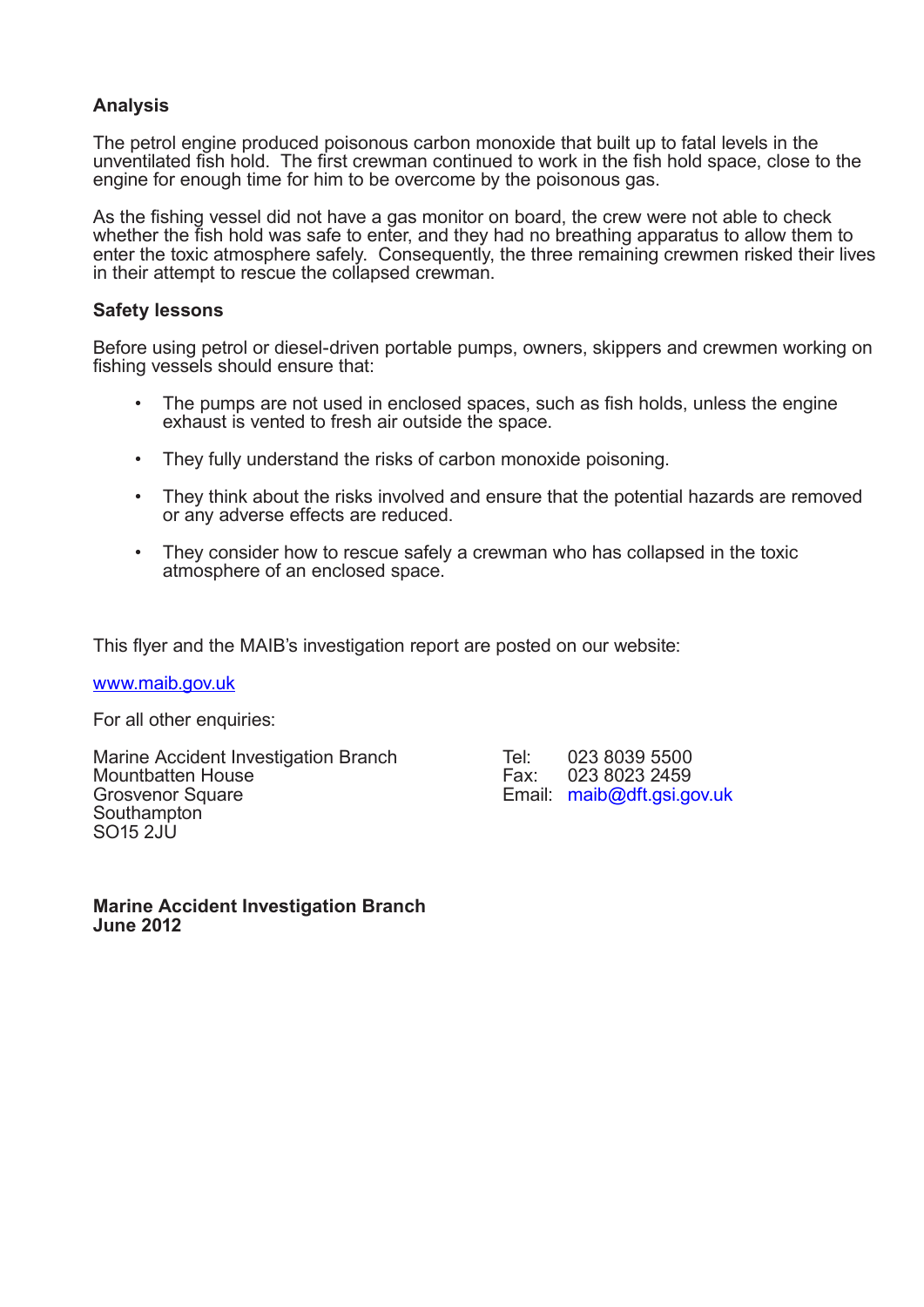## Analysis

The petrol engine produced poisonous carbon monoxide that built up to fatal levels in the unventilated fish hold. The first crewman continued to work in the fish hold space, close to the engine for enough time for him to be overcome by the poisonous gas.

As the fishing vessel did not have a gas monitor on board, the crew were not able to check whether the fish hold was safe to enter, and they had no breathing apparatus to allow them to enter the toxic atmosphere safely. Consequently, the three remaining crewmen risked their lives in their attempt to rescue the collapsed crewman.

## Safety lessons

Before using petrol or diesel-driven portable pumps, owners, skippers and crewmen working on fishing vessels should ensure that:

- The pumps are not used in enclosed spaces, such as fish holds, unless the engine exhaust is vented to fresh air outside the space.
- They fully understand the risks of carbon monoxide poisoning.
- They think about the risks involved and ensure that the potential hazards are removed or any adverse effects are reduced.
- They consider how to rescue safely a crewman who has collapsed in the toxic atmosphere of an enclosed space.

This flyer and the MAIB's investigation report are posted on our website:

[www.maib.gov.uk](http://www.maib.gov.uk)

For all other enquiries:

Marine Accident Investigation Branch
Mountbatten House
Grosvenor Square
Southampton
SO15 2JU

Tel: 023 8039 5500
Fax: 023 8023 2459
Email: maib@dft.gsi.gov.uk

**Marine Accident Investigation Branch**
**June 2012**